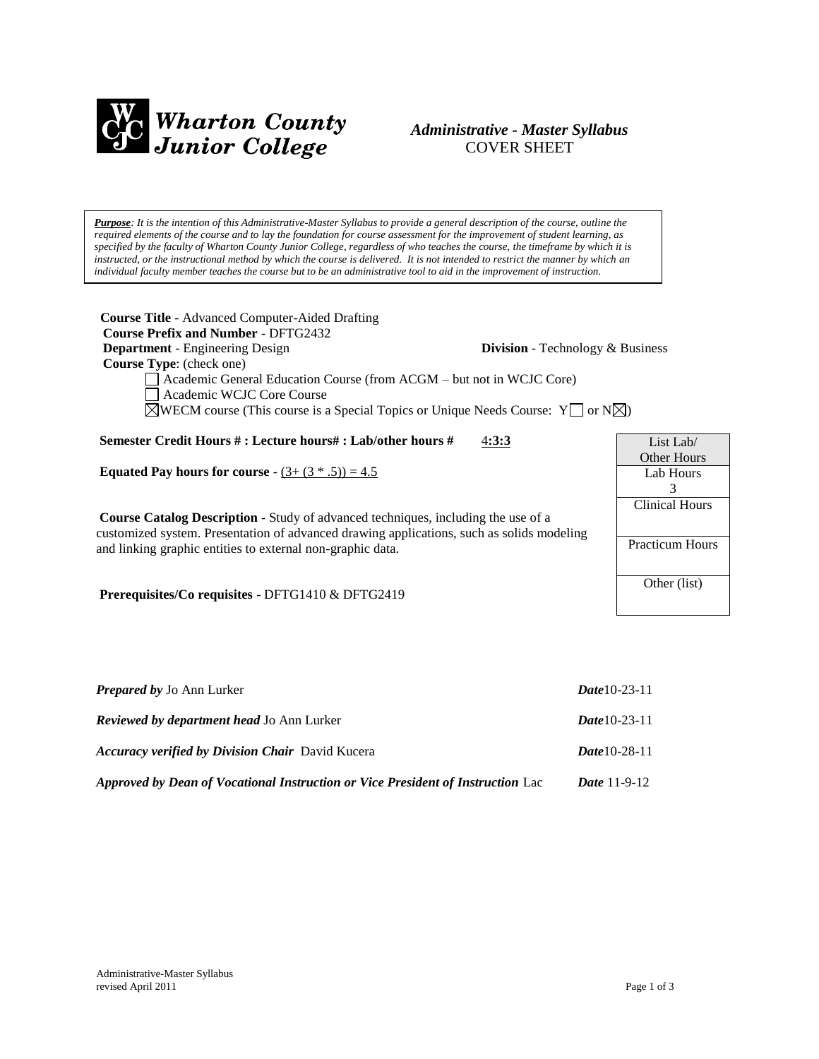**Wharton County Junior College**

# *Administrative - Master Syllabus*
## COVER SHEET

> ***Purpose****: It is the intention of this Administrative-Master Syllabus to provide a general description of the course, outline the required elements of the course and to lay the foundation for course assessment for the improvement of student learning, as specified by the faculty of Wharton County Junior College, regardless of who teaches the course, the timeframe by which it is instructed, or the instructional method by which the course is delivered. It is not intended to restrict the manner by which an individual faculty member teaches the course but to be an administrative tool to aid in the improvement of instruction.*

**Course Title** - Advanced Computer-Aided Drafting
**Course Prefix and Number** - DFTG2432
**Department** - Engineering Design **Division** - Technology & Business
**Course Type**: (check one)

- ☐ Academic General Education Course (from ACGM – but not in WCJC Core)
- ☐ Academic WCJC Core Course
- ☒ WECM course (This course is a Special Topics or Unique Needs Course: Y☐ or N☒)

**Semester Credit Hours # : Lecture hours# : Lab/other hours #** 4**:3:3**

**Equated Pay hours for course** - (3+ (3 * .5)) = 4.5

**Course Catalog Description** - Study of advanced techniques, including the use of a customized system. Presentation of advanced drawing applications, such as solids modeling and linking graphic entities to external non-graphic data.

**Prerequisites/Co requisites** - DFTG1410 & DFTG2419

| List Lab/ Other Hours |
|---|
| Lab Hours 3 |
| Clinical Hours |
| Practicum Hours |
| Other (list) |

***Prepared by*** Jo Ann Lurker ***Date***10-23-11

***Reviewed by department head*** Jo Ann Lurker ***Date***10-23-11

***Accuracy verified by Division Chair*** David Kucera ***Date***10-28-11

***Approved by Dean of Vocational Instruction or Vice President of Instruction*** Lac ***Date*** 11-9-12

Administrative-Master Syllabus
revised April 2011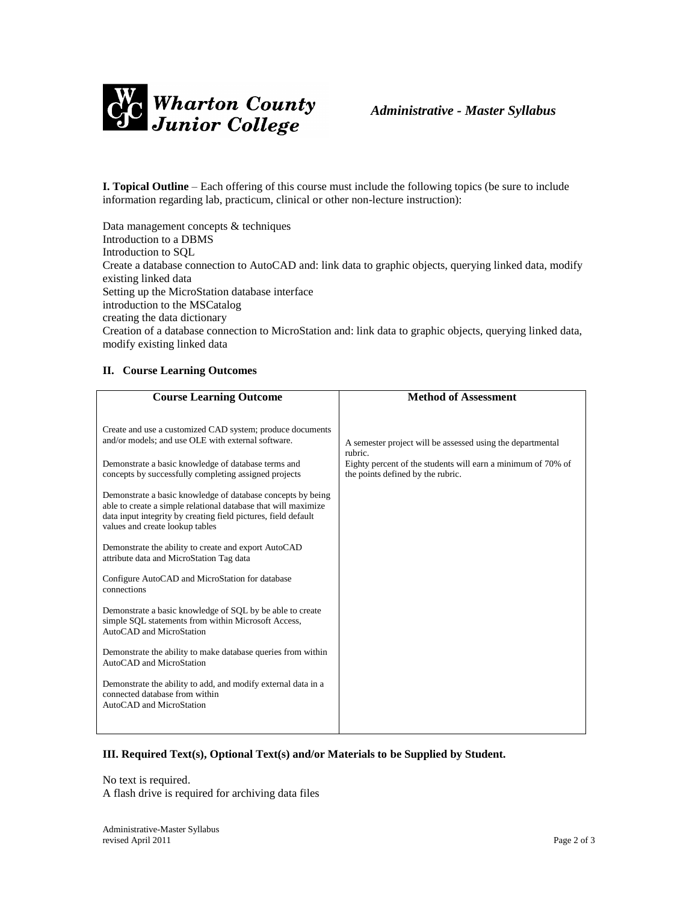**I. Topical Outline** – Each offering of this course must include the following topics (be sure to include information regarding lab, practicum, clinical or other non-lecture instruction):

Data management concepts & techniques
Introduction to a DBMS
Introduction to SQL
Create a database connection to AutoCAD and: link data to graphic objects, querying linked data, modify existing linked data
Setting up the MicroStation database interface
introduction to the MSCatalog
creating the data dictionary
Creation of a database connection to MicroStation and: link data to graphic objects, querying linked data, modify existing linked data

## II. Course Learning Outcomes

| Course Learning Outcome | Method of Assessment |
|---|---|
| Create and use a customized CAD system; produce documents and/or models; and use OLE with external software.<br><br>Demonstrate a basic knowledge of database terms and concepts by successfully completing assigned projects<br><br>Demonstrate a basic knowledge of database concepts by being able to create a simple relational database that will maximize data input integrity by creating field pictures, field default values and create lookup tables<br><br>Demonstrate the ability to create and export AutoCAD attribute data and MicroStation Tag data<br><br>Configure AutoCAD and MicroStation for database connections<br><br>Demonstrate a basic knowledge of SQL by be able to create simple SQL statements from within Microsoft Access, AutoCAD and MicroStation<br><br>Demonstrate the ability to make database queries from within AutoCAD and MicroStation<br><br>Demonstrate the ability to add, and modify external data in a connected database from within AutoCAD and MicroStation | A semester project will be assessed using the departmental rubric.<br>Eighty percent of the students will earn a minimum of 70% of the points defined by the rubric. |

## III. Required Text(s), Optional Text(s) and/or Materials to be Supplied by Student.

No text is required.
A flash drive is required for archiving data files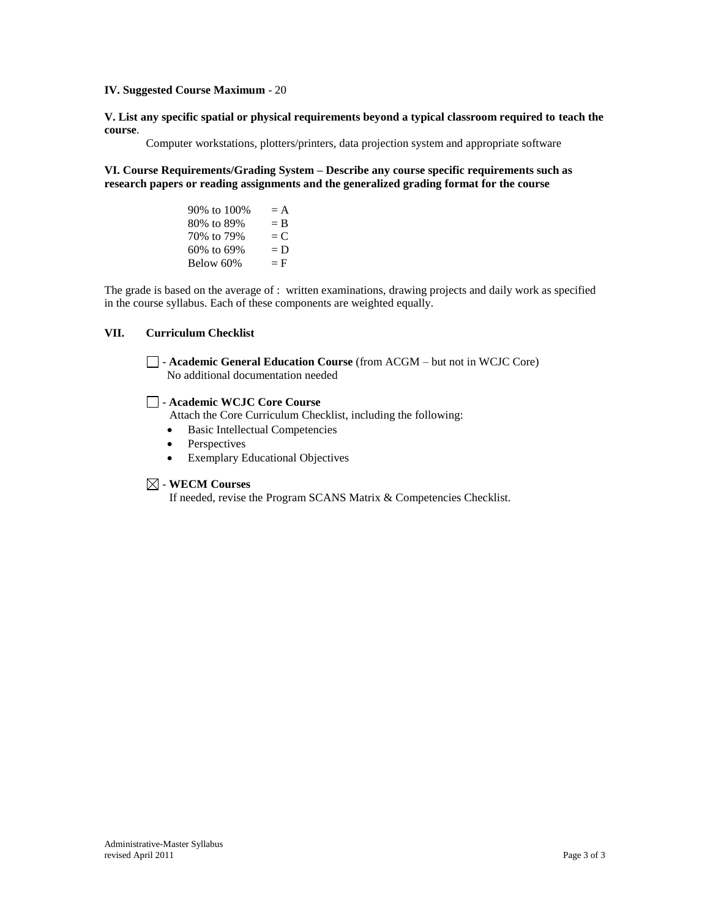**IV. Suggested Course Maximum** - 20

**V. List any specific spatial or physical requirements beyond a typical classroom required to teach the course**.

Computer workstations, plotters/printers, data projection system and appropriate software

**VI. Course Requirements/Grading System – Describe any course specific requirements such as research papers or reading assignments and the generalized grading format for the course**

| | |
|---|---|
| 90% to 100% | = A |
| 80% to 89% | = B |
| 70% to 79% | = C |
| 60% to 69% | = D |
| Below 60% | = F |

The grade is based on the average of : written examinations, drawing projects and daily work as specified in the course syllabus. Each of these components are weighted equally.

**VII. Curriculum Checklist**

☐ - **Academic General Education Course** (from ACGM – but not in WCJC Core)
No additional documentation needed

☐ - **Academic WCJC Core Course**
Attach the Core Curriculum Checklist, including the following:

- Basic Intellectual Competencies
- Perspectives
- Exemplary Educational Objectives

☒ - **WECM Courses**
If needed, revise the Program SCANS Matrix & Competencies Checklist.

Administrative-Master Syllabus
revised April 2011